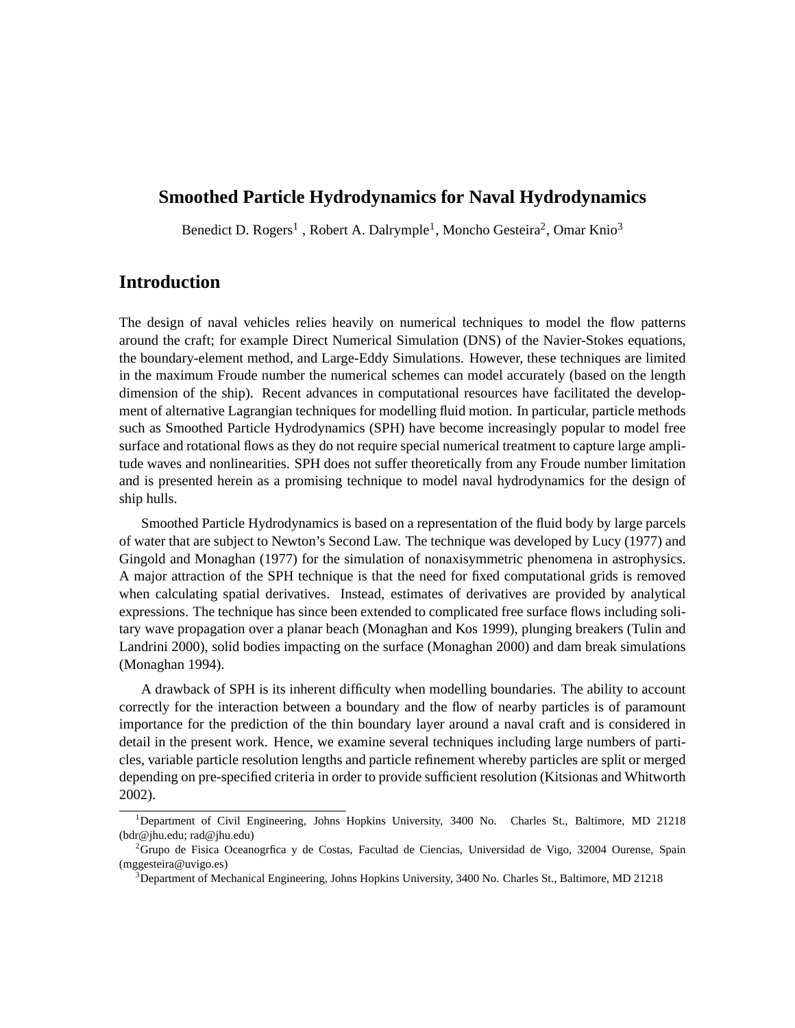# Smoothed Particle Hydrodynamics for Naval Hydrodynamics

Benedict D. Rogers[1] , Robert A. Dalrymple[1], Moncho Gesteira[2], Omar Knio[3]

## Introduction

The design of naval vehicles relies heavily on numerical techniques to model the flow patterns around the craft; for example Direct Numerical Simulation (DNS) of the Navier-Stokes equations, the boundary-element method, and Large-Eddy Simulations. However, these techniques are limited in the maximum Froude number the numerical schemes can model accurately (based on the length dimension of the ship). Recent advances in computational resources have facilitated the development of alternative Lagrangian techniques for modelling fluid motion. In particular, particle methods such as Smoothed Particle Hydrodynamics (SPH) have become increasingly popular to model free surface and rotational flows as they do not require special numerical treatment to capture large amplitude waves and nonlinearities. SPH does not suffer theoretically from any Froude number limitation and is presented herein as a promising technique to model naval hydrodynamics for the design of ship hulls.

Smoothed Particle Hydrodynamics is based on a representation of the fluid body by large parcels of water that are subject to Newton's Second Law. The technique was developed by Lucy (1977) and Gingold and Monaghan (1977) for the simulation of nonaxisymmetric phenomena in astrophysics. A major attraction of the SPH technique is that the need for fixed computational grids is removed when calculating spatial derivatives. Instead, estimates of derivatives are provided by analytical expressions. The technique has since been extended to complicated free surface flows including solitary wave propagation over a planar beach (Monaghan and Kos 1999), plunging breakers (Tulin and Landrini 2000), solid bodies impacting on the surface (Monaghan 2000) and dam break simulations (Monaghan 1994).

A drawback of SPH is its inherent difficulty when modelling boundaries. The ability to account correctly for the interaction between a boundary and the flow of nearby particles is of paramount importance for the prediction of the thin boundary layer around a naval craft and is considered in detail in the present work. Hence, we examine several techniques including large numbers of particles, variable particle resolution lengths and particle refinement whereby particles are split or merged depending on pre-specified criteria in order to provide sufficient resolution (Kitsionas and Whitworth 2002).

---

[1]Department of Civil Engineering, Johns Hopkins University, 3400 No. Charles St., Baltimore, MD 21218 (bdr@jhu.edu; rad@jhu.edu)

[2]Grupo de Fisica Oceanogrfica y de Costas, Facultad de Ciencias, Universidad de Vigo, 32004 Ourense, Spain (mggesteira@uvigo.es)

[3]Department of Mechanical Engineering, Johns Hopkins University, 3400 No. Charles St., Baltimore, MD 21218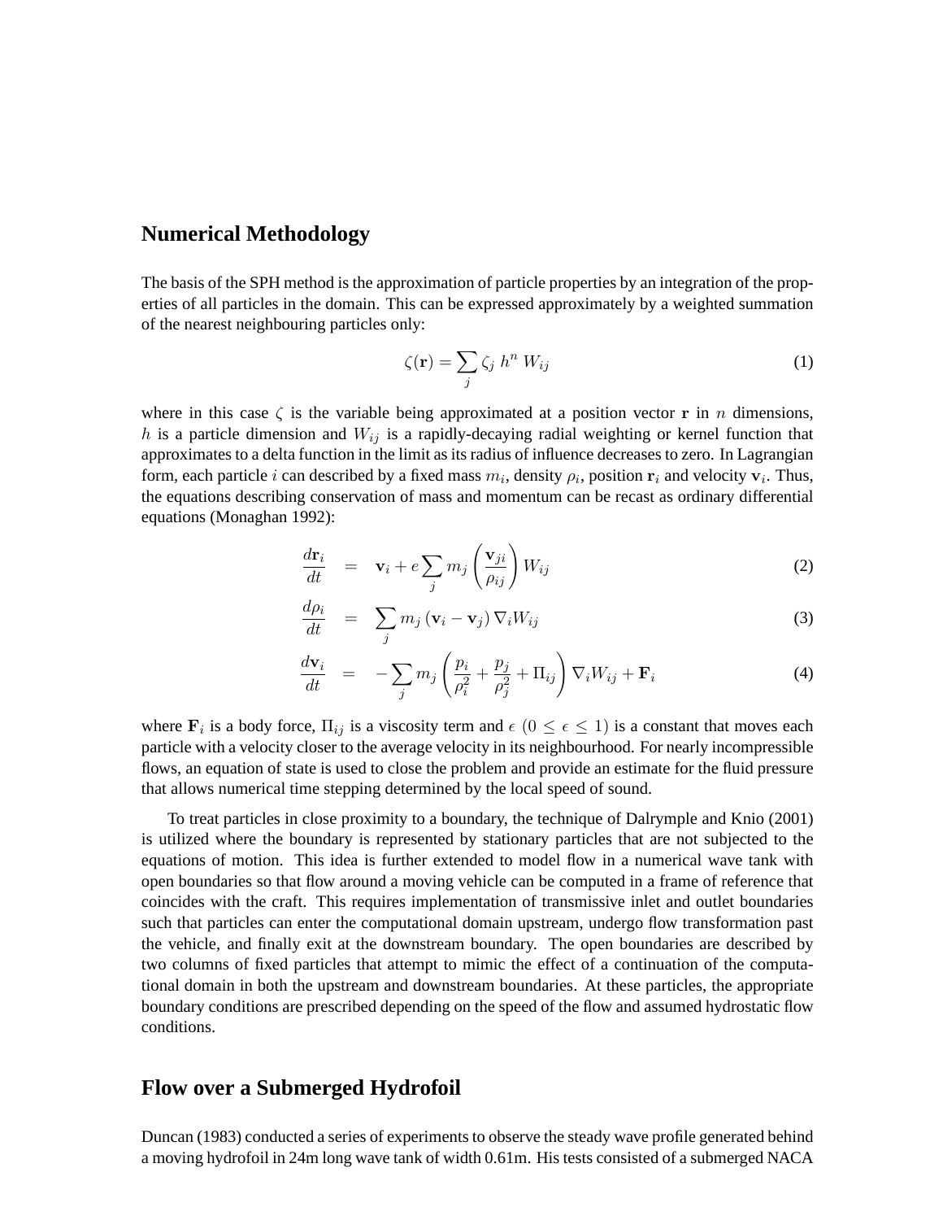## Numerical Methodology

The basis of the SPH method is the approximation of particle properties by an integration of the properties of all particles in the domain. This can be expressed approximately by a weighted summation of the nearest neighbouring particles only:

$$\zeta(\mathbf{r}) = \sum_j \zeta_j \; h^n \; W_{ij} \tag{1}$$

where in this case $\zeta$ is the variable being approximated at a position vector $\mathbf{r}$ in $n$ dimensions, $h$ is a particle dimension and $W_{ij}$ is a rapidly-decaying radial weighting or kernel function that approximates to a delta function in the limit as its radius of influence decreases to zero. In Lagrangian form, each particle $i$ can described by a fixed mass $m_i$, density $\rho_i$, position $\mathbf{r}_i$ and velocity $\mathbf{v}_i$. Thus, the equations describing conservation of mass and momentum can be recast as ordinary differential equations (Monaghan 1992):

$$\frac{d\mathbf{r}_i}{dt} = \mathbf{v}_i + e \sum_j m_j \left( \frac{\mathbf{v}_{ji}}{\rho_{ij}} \right) W_{ij} \tag{2}$$

$$\frac{d\rho_i}{dt} = \sum_j m_j \left( \mathbf{v}_i - \mathbf{v}_j \right) \nabla_i W_{ij} \tag{3}$$

$$\frac{d\mathbf{v}_i}{dt} = -\sum_j m_j \left( \frac{p_i}{\rho_i^2} + \frac{p_j}{\rho_j^2} + \Pi_{ij} \right) \nabla_i W_{ij} + \mathbf{F}_i \tag{4}$$

where $\mathbf{F}_i$ is a body force, $\Pi_{ij}$ is a viscosity term and $\epsilon$ $(0 \leq \epsilon \leq 1)$ is a constant that moves each particle with a velocity closer to the average velocity in its neighbourhood. For nearly incompressible flows, an equation of state is used to close the problem and provide an estimate for the fluid pressure that allows numerical time stepping determined by the local speed of sound.

To treat particles in close proximity to a boundary, the technique of Dalrymple and Knio (2001) is utilized where the boundary is represented by stationary particles that are not subjected to the equations of motion. This idea is further extended to model flow in a numerical wave tank with open boundaries so that flow around a moving vehicle can be computed in a frame of reference that coincides with the craft. This requires implementation of transmissive inlet and outlet boundaries such that particles can enter the computational domain upstream, undergo flow transformation past the vehicle, and finally exit at the downstream boundary. The open boundaries are described by two columns of fixed particles that attempt to mimic the effect of a continuation of the computational domain in both the upstream and downstream boundaries. At these particles, the appropriate boundary conditions are prescribed depending on the speed of the flow and assumed hydrostatic flow conditions.

## Flow over a Submerged Hydrofoil

Duncan (1983) conducted a series of experiments to observe the steady wave profile generated behind a moving hydrofoil in 24m long wave tank of width 0.61m. His tests consisted of a submerged NACA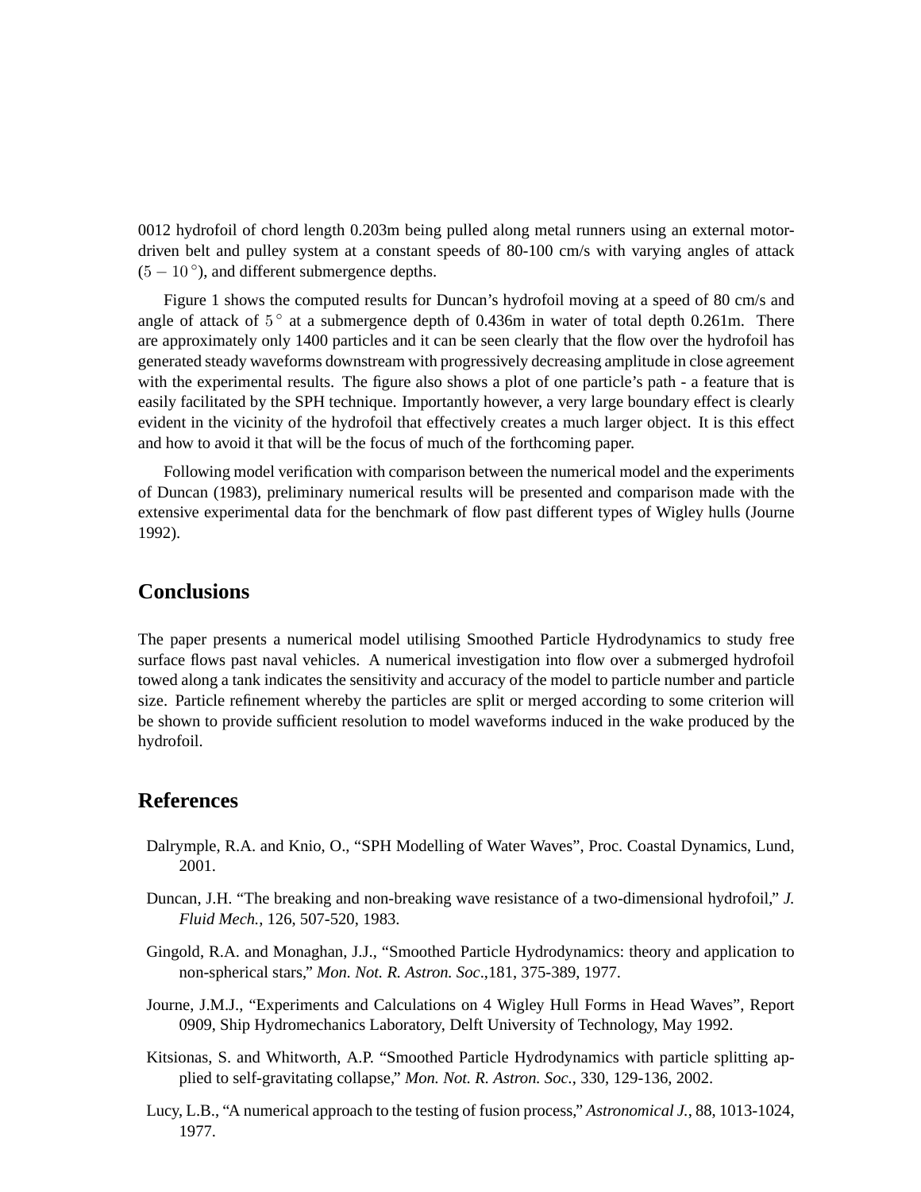0012 hydrofoil of chord length 0.203m being pulled along metal runners using an external motor-driven belt and pulley system at a constant speeds of 80-100 cm/s with varying angles of attack ($5 - 10^\circ$), and different submergence depths.

Figure 1 shows the computed results for Duncan's hydrofoil moving at a speed of 80 cm/s and angle of attack of $5^\circ$ at a submergence depth of 0.436m in water of total depth 0.261m. There are approximately only 1400 particles and it can be seen clearly that the flow over the hydrofoil has generated steady waveforms downstream with progressively decreasing amplitude in close agreement with the experimental results. The figure also shows a plot of one particle's path - a feature that is easily facilitated by the SPH technique. Importantly however, a very large boundary effect is clearly evident in the vicinity of the hydrofoil that effectively creates a much larger object. It is this effect and how to avoid it that will be the focus of much of the forthcoming paper.

Following model verification with comparison between the numerical model and the experiments of Duncan (1983), preliminary numerical results will be presented and comparison made with the extensive experimental data for the benchmark of flow past different types of Wigley hulls (Journe 1992).

## Conclusions

The paper presents a numerical model utilising Smoothed Particle Hydrodynamics to study free surface flows past naval vehicles. A numerical investigation into flow over a submerged hydrofoil towed along a tank indicates the sensitivity and accuracy of the model to particle number and particle size. Particle refinement whereby the particles are split or merged according to some criterion will be shown to provide sufficient resolution to model waveforms induced in the wake produced by the hydrofoil.

## References

Dalrymple, R.A. and Knio, O., "SPH Modelling of Water Waves", Proc. Coastal Dynamics, Lund, 2001.

Duncan, J.H. "The breaking and non-breaking wave resistance of a two-dimensional hydrofoil," *J. Fluid Mech.*, 126, 507-520, 1983.

Gingold, R.A. and Monaghan, J.J., "Smoothed Particle Hydrodynamics: theory and application to non-spherical stars," *Mon. Not. R. Astron. Soc.*,181, 375-389, 1977.

Journe, J.M.J., "Experiments and Calculations on 4 Wigley Hull Forms in Head Waves", Report 0909, Ship Hydromechanics Laboratory, Delft University of Technology, May 1992.

Kitsionas, S. and Whitworth, A.P. "Smoothed Particle Hydrodynamics with particle splitting applied to self-gravitating collapse," *Mon. Not. R. Astron. Soc.*, 330, 129-136, 2002.

Lucy, L.B., "A numerical approach to the testing of fusion process," *Astronomical J.*, 88, 1013-1024, 1977.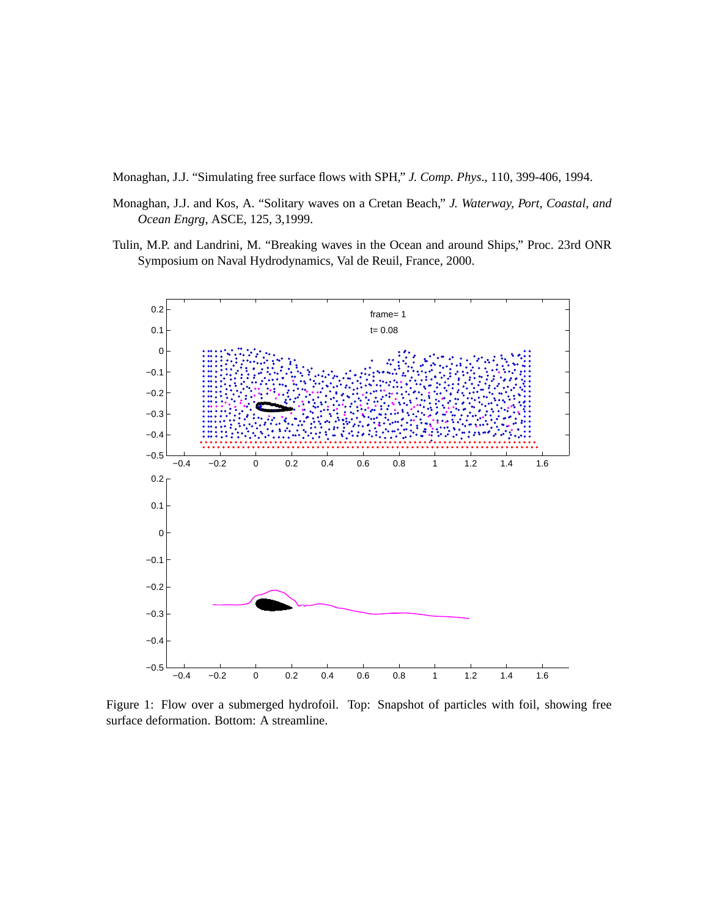Monaghan, J.J. “Simulating free surface flows with SPH,” *J. Comp. Phys.*, 110, 399-406, 1994.

Monaghan, J.J. and Kos, A. “Solitary waves on a Cretan Beach,” *J. Waterway, Port, Coastal, and Ocean Engrg*, ASCE, 125, 3,1999.

Tulin, M.P. and Landrini, M. “Breaking waves in the Ocean and around Ships,” Proc. 23rd ONR Symposium on Naval Hydrodynamics, Val de Reuil, France, 2000.

frame= 1

t= 0.08

0.2
0.1
0
−0.1
−0.2
−0.3
−0.4
−0.5

−0.4 −0.2 0 0.2 0.4 0.6 0.8 1 1.2 1.4 1.6

0.2
0.1
0
−0.1
−0.2
−0.3
−0.4
−0.5

−0.4 −0.2 0 0.2 0.4 0.6 0.8 1 1.2 1.4 1.6

Figure 1: Flow over a submerged hydrofoil. Top: Snapshot of particles with foil, showing free surface deformation. Bottom: A streamline.